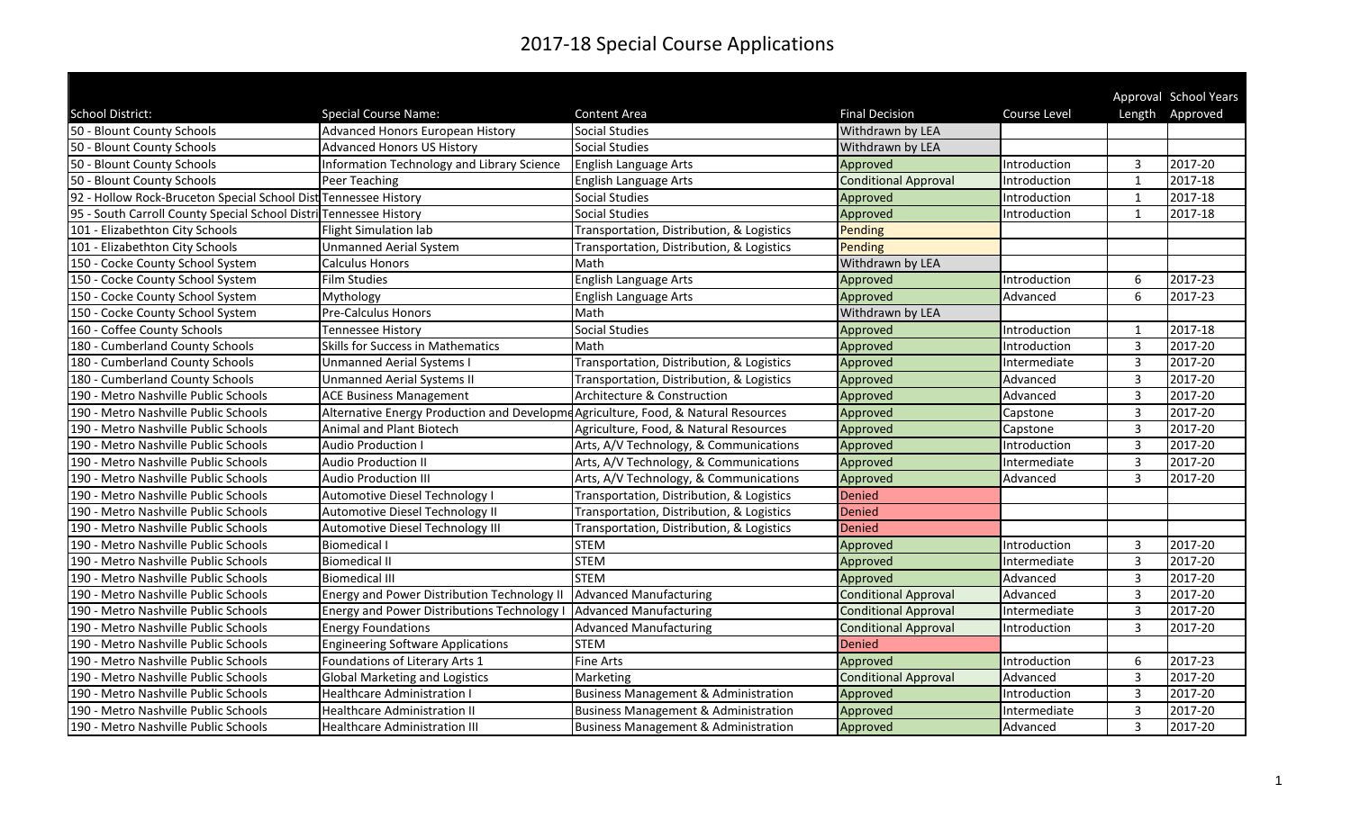# 2017-18 Special Course Applications

| School District: | Special Course Name: | Content Area | Final Decision | Course Level | Approval Length | School Years Approved |
|---|---|---|---|---|---|---|
| 50 - Blount County Schools | Advanced Honors European History | Social Studies | Withdrawn by LEA | | | |
| 50 - Blount County Schools | Advanced Honors US History | Social Studies | Withdrawn by LEA | | | |
| 50 - Blount County Schools | Information Technology and Library Science | English Language Arts | Approved | Introduction | 3 | 2017-20 |
| 50 - Blount County Schools | Peer Teaching | English Language Arts | Conditional Approval | Introduction | 1 | 2017-18 |
| 92 - Hollow Rock-Bruceton Special School Dist | Tennessee History | Social Studies | Approved | Introduction | 1 | 2017-18 |
| 95 - South Carroll County Special School Distri | Tennessee History | Social Studies | Approved | Introduction | 1 | 2017-18 |
| 101 - Elizabethton City Schools | Flight Simulation lab | Transportation, Distribution, & Logistics | Pending | | | |
| 101 - Elizabethton City Schools | Unmanned Aerial System | Transportation, Distribution, & Logistics | Pending | | | |
| 150 - Cocke County School System | Calculus Honors | Math | Withdrawn by LEA | | | |
| 150 - Cocke County School System | Film Studies | English Language Arts | Approved | Introduction | 6 | 2017-23 |
| 150 - Cocke County School System | Mythology | English Language Arts | Approved | Advanced | 6 | 2017-23 |
| 150 - Cocke County School System | Pre-Calculus Honors | Math | Withdrawn by LEA | | | |
| 160 - Coffee County Schools | Tennessee History | Social Studies | Approved | Introduction | 1 | 2017-18 |
| 180 - Cumberland County Schools | Skills for Success in Mathematics | Math | Approved | Introduction | 3 | 2017-20 |
| 180 - Cumberland County Schools | Unmanned Aerial Systems I | Transportation, Distribution, & Logistics | Approved | Intermediate | 3 | 2017-20 |
| 180 - Cumberland County Schools | Unmanned Aerial Systems II | Transportation, Distribution, & Logistics | Approved | Advanced | 3 | 2017-20 |
| 190 - Metro Nashville Public Schools | ACE Business Management | Architecture & Construction | Approved | Advanced | 3 | 2017-20 |
| 190 - Metro Nashville Public Schools | Alternative Energy Production and Developme | Agriculture, Food, & Natural Resources | Approved | Capstone | 3 | 2017-20 |
| 190 - Metro Nashville Public Schools | Animal and Plant Biotech | Agriculture, Food, & Natural Resources | Approved | Capstone | 3 | 2017-20 |
| 190 - Metro Nashville Public Schools | Audio Production I | Arts, A/V Technology, & Communications | Approved | Introduction | 3 | 2017-20 |
| 190 - Metro Nashville Public Schools | Audio Production II | Arts, A/V Technology, & Communications | Approved | Intermediate | 3 | 2017-20 |
| 190 - Metro Nashville Public Schools | Audio Production III | Arts, A/V Technology, & Communications | Approved | Advanced | 3 | 2017-20 |
| 190 - Metro Nashville Public Schools | Automotive Diesel Technology I | Transportation, Distribution, & Logistics | Denied | | | |
| 190 - Metro Nashville Public Schools | Automotive Diesel Technology II | Transportation, Distribution, & Logistics | Denied | | | |
| 190 - Metro Nashville Public Schools | Automotive Diesel Technology III | Transportation, Distribution, & Logistics | Denied | | | |
| 190 - Metro Nashville Public Schools | Biomedical I | STEM | Approved | Introduction | 3 | 2017-20 |
| 190 - Metro Nashville Public Schools | Biomedical II | STEM | Approved | Intermediate | 3 | 2017-20 |
| 190 - Metro Nashville Public Schools | Biomedical III | STEM | Approved | Advanced | 3 | 2017-20 |
| 190 - Metro Nashville Public Schools | Energy and Power Distribution Technology II | Advanced Manufacturing | Conditional Approval | Advanced | 3 | 2017-20 |
| 190 - Metro Nashville Public Schools | Energy and Power Distributions Technology I | Advanced Manufacturing | Conditional Approval | Intermediate | 3 | 2017-20 |
| 190 - Metro Nashville Public Schools | Energy Foundations | Advanced Manufacturing | Conditional Approval | Introduction | 3 | 2017-20 |
| 190 - Metro Nashville Public Schools | Engineering Software Applications | STEM | Denied | | | |
| 190 - Metro Nashville Public Schools | Foundations of Literary Arts 1 | Fine Arts | Approved | Introduction | 6 | 2017-23 |
| 190 - Metro Nashville Public Schools | Global Marketing and Logistics | Marketing | Conditional Approval | Advanced | 3 | 2017-20 |
| 190 - Metro Nashville Public Schools | Healthcare Administration I | Business Management & Administration | Approved | Introduction | 3 | 2017-20 |
| 190 - Metro Nashville Public Schools | Healthcare Administration II | Business Management & Administration | Approved | Intermediate | 3 | 2017-20 |
| 190 - Metro Nashville Public Schools | Healthcare Administration III | Business Management & Administration | Approved | Advanced | 3 | 2017-20 |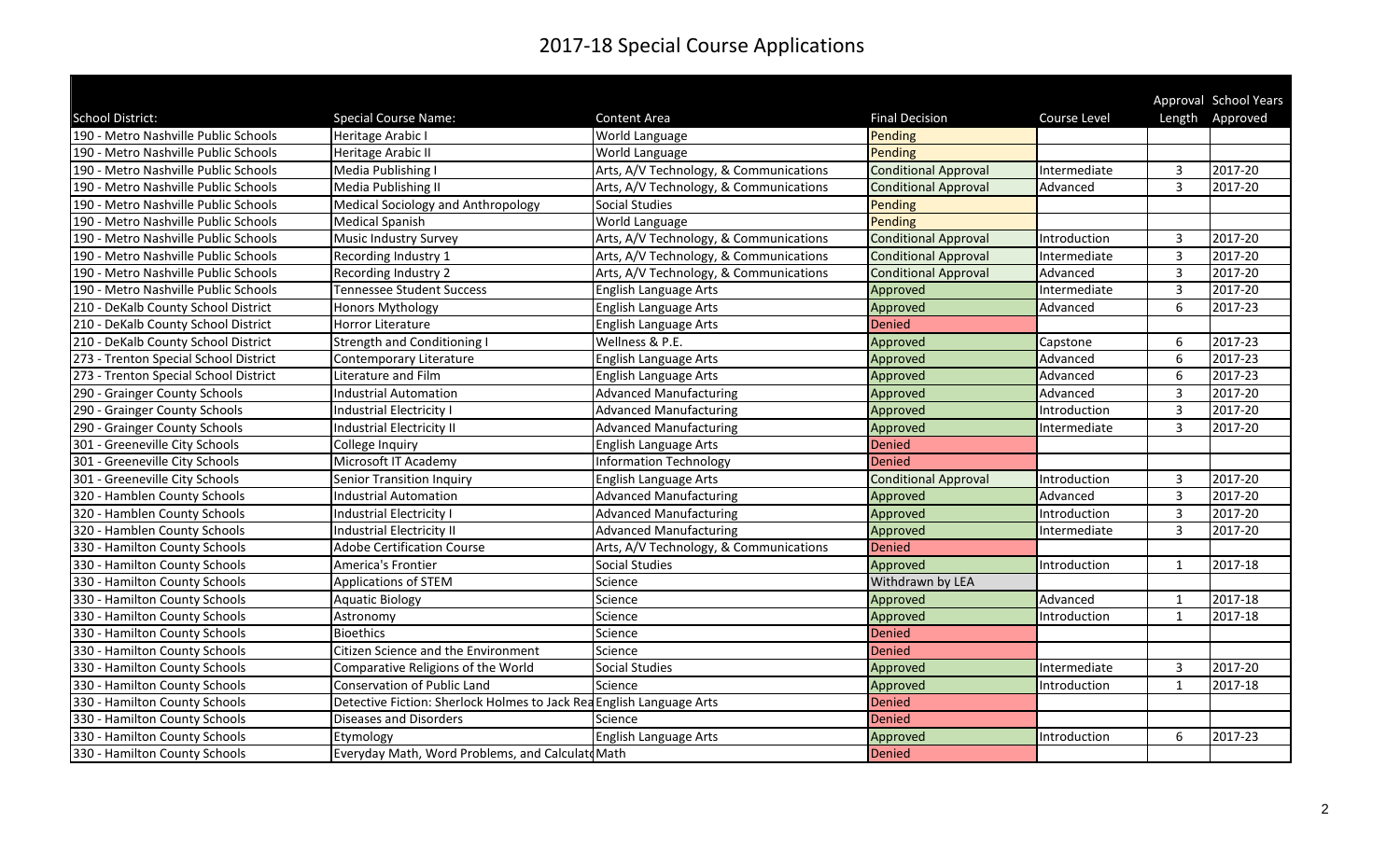# 2017-18 Special Course Applications

| School District: | Special Course Name: | Content Area | Final Decision | Course Level | Approval Length | School Years Approved |
|---|---|---|---|---|---|---|
| 190 - Metro Nashville Public Schools | Heritage Arabic I | World Language | Pending | | | |
| 190 - Metro Nashville Public Schools | Heritage Arabic II | World Language | Pending | | | |
| 190 - Metro Nashville Public Schools | Media Publishing I | Arts, A/V Technology, & Communications | Conditional Approval | Intermediate | 3 | 2017-20 |
| 190 - Metro Nashville Public Schools | Media Publishing II | Arts, A/V Technology, & Communications | Conditional Approval | Advanced | 3 | 2017-20 |
| 190 - Metro Nashville Public Schools | Medical Sociology and Anthropology | Social Studies | Pending | | | |
| 190 - Metro Nashville Public Schools | Medical Spanish | World Language | Pending | | | |
| 190 - Metro Nashville Public Schools | Music Industry Survey | Arts, A/V Technology, & Communications | Conditional Approval | Introduction | 3 | 2017-20 |
| 190 - Metro Nashville Public Schools | Recording Industry 1 | Arts, A/V Technology, & Communications | Conditional Approval | Intermediate | 3 | 2017-20 |
| 190 - Metro Nashville Public Schools | Recording Industry 2 | Arts, A/V Technology, & Communications | Conditional Approval | Advanced | 3 | 2017-20 |
| 190 - Metro Nashville Public Schools | Tennessee Student Success | English Language Arts | Approved | Intermediate | 3 | 2017-20 |
| 210 - DeKalb County School District | Honors Mythology | English Language Arts | Approved | Advanced | 6 | 2017-23 |
| 210 - DeKalb County School District | Horror Literature | English Language Arts | Denied | | | |
| 210 - DeKalb County School District | Strength and Conditioning I | Wellness & P.E. | Approved | Capstone | 6 | 2017-23 |
| 273 - Trenton Special School District | Contemporary Literature | English Language Arts | Approved | Advanced | 6 | 2017-23 |
| 273 - Trenton Special School District | Literature and Film | English Language Arts | Approved | Advanced | 6 | 2017-23 |
| 290 - Grainger County Schools | Industrial Automation | Advanced Manufacturing | Approved | Advanced | 3 | 2017-20 |
| 290 - Grainger County Schools | Industrial Electricity I | Advanced Manufacturing | Approved | Introduction | 3 | 2017-20 |
| 290 - Grainger County Schools | Industrial Electricity II | Advanced Manufacturing | Approved | Intermediate | 3 | 2017-20 |
| 301 - Greeneville City Schools | College Inquiry | English Language Arts | Denied | | | |
| 301 - Greeneville City Schools | Microsoft IT Academy | Information Technology | Denied | | | |
| 301 - Greeneville City Schools | Senior Transition Inquiry | English Language Arts | Conditional Approval | Introduction | 3 | 2017-20 |
| 320 - Hamblen County Schools | Industrial Automation | Advanced Manufacturing | Approved | Advanced | 3 | 2017-20 |
| 320 - Hamblen County Schools | Industrial Electricity I | Advanced Manufacturing | Approved | Introduction | 3 | 2017-20 |
| 320 - Hamblen County Schools | Industrial Electricity II | Advanced Manufacturing | Approved | Intermediate | 3 | 2017-20 |
| 330 - Hamilton County Schools | Adobe Certification Course | Arts, A/V Technology, & Communications | Denied | | | |
| 330 - Hamilton County Schools | America's Frontier | Social Studies | Approved | Introduction | 1 | 2017-18 |
| 330 - Hamilton County Schools | Applications of STEM | Science | Withdrawn by LEA | | | |
| 330 - Hamilton County Schools | Aquatic Biology | Science | Approved | Advanced | 1 | 2017-18 |
| 330 - Hamilton County Schools | Astronomy | Science | Approved | Introduction | 1 | 2017-18 |
| 330 - Hamilton County Schools | Bioethics | Science | Denied | | | |
| 330 - Hamilton County Schools | Citizen Science and the Environment | Science | Denied | | | |
| 330 - Hamilton County Schools | Comparative Religions of the World | Social Studies | Approved | Intermediate | 3 | 2017-20 |
| 330 - Hamilton County Schools | Conservation of Public Land | Science | Approved | Introduction | 1 | 2017-18 |
| 330 - Hamilton County Schools | Detective Fiction: Sherlock Holmes to Jack Rea | English Language Arts | Denied | | | |
| 330 - Hamilton County Schools | Diseases and Disorders | Science | Denied | | | |
| 330 - Hamilton County Schools | Etymology | English Language Arts | Approved | Introduction | 6 | 2017-23 |
| 330 - Hamilton County Schools | Everyday Math, Word Problems, and Calculat | Math | Denied | | | |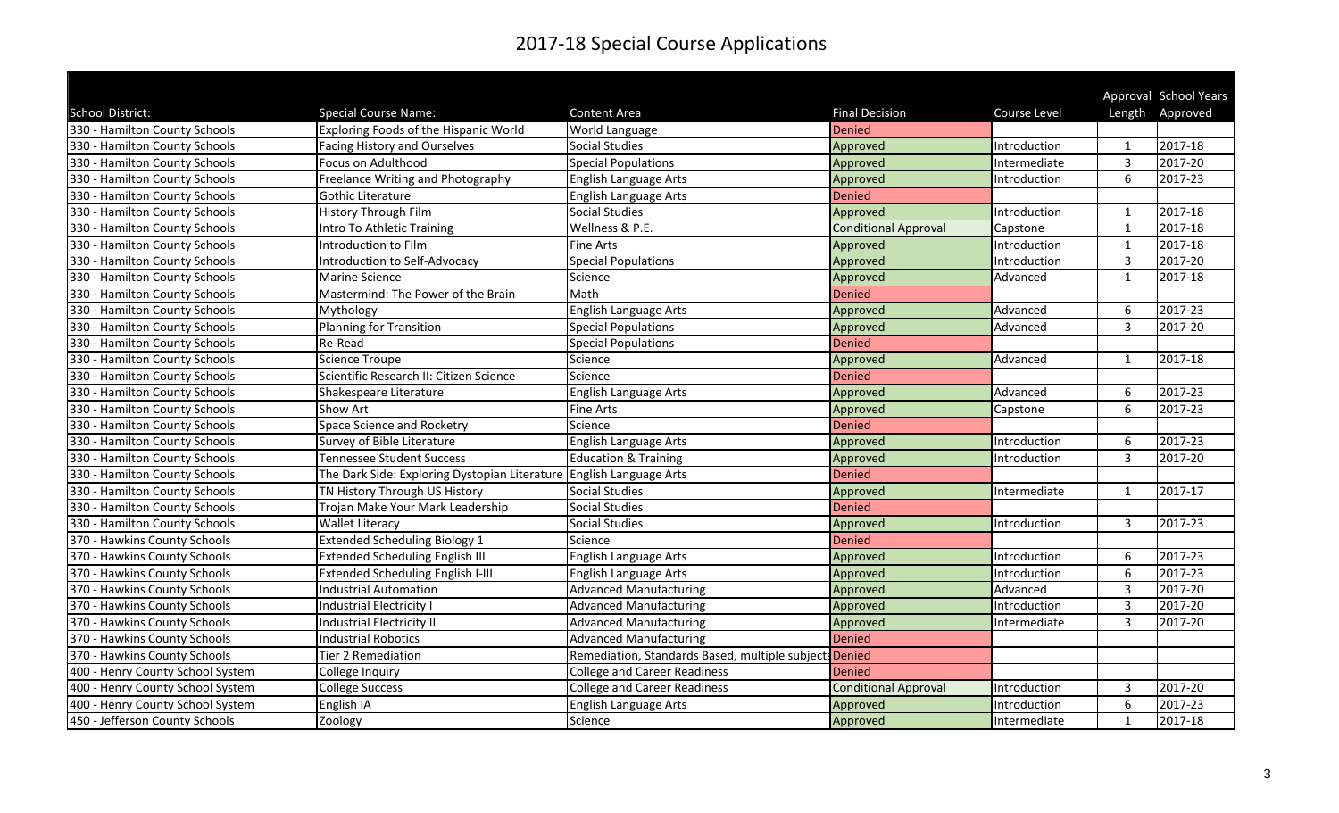# 2017-18 Special Course Applications

| School District: | Special Course Name: | Content Area | Final Decision | Course Level | Approval Length | School Years Approved |
|---|---|---|---|---|---|---|
| 330 - Hamilton County Schools | Exploring Foods of the Hispanic World | World Language | Denied | | | |
| 330 - Hamilton County Schools | Facing History and Ourselves | Social Studies | Approved | Introduction | 1 | 2017-18 |
| 330 - Hamilton County Schools | Focus on Adulthood | Special Populations | Approved | Intermediate | 3 | 2017-20 |
| 330 - Hamilton County Schools | Freelance Writing and Photography | English Language Arts | Approved | Introduction | 6 | 2017-23 |
| 330 - Hamilton County Schools | Gothic Literature | English Language Arts | Denied | | | |
| 330 - Hamilton County Schools | History Through Film | Social Studies | Approved | Introduction | 1 | 2017-18 |
| 330 - Hamilton County Schools | Intro To Athletic Training | Wellness & P.E. | Conditional Approval | Capstone | 1 | 2017-18 |
| 330 - Hamilton County Schools | Introduction to Film | Fine Arts | Approved | Introduction | 1 | 2017-18 |
| 330 - Hamilton County Schools | Introduction to Self-Advocacy | Special Populations | Approved | Introduction | 3 | 2017-20 |
| 330 - Hamilton County Schools | Marine Science | Science | Approved | Advanced | 1 | 2017-18 |
| 330 - Hamilton County Schools | Mastermind: The Power of the Brain | Math | Denied | | | |
| 330 - Hamilton County Schools | Mythology | English Language Arts | Approved | Advanced | 6 | 2017-23 |
| 330 - Hamilton County Schools | Planning for Transition | Special Populations | Approved | Advanced | 3 | 2017-20 |
| 330 - Hamilton County Schools | Re-Read | Special Populations | Denied | | | |
| 330 - Hamilton County Schools | Science Troupe | Science | Approved | Advanced | 1 | 2017-18 |
| 330 - Hamilton County Schools | Scientific Research II: Citizen Science | Science | Denied | | | |
| 330 - Hamilton County Schools | Shakespeare Literature | English Language Arts | Approved | Advanced | 6 | 2017-23 |
| 330 - Hamilton County Schools | Show Art | Fine Arts | Approved | Capstone | 6 | 2017-23 |
| 330 - Hamilton County Schools | Space Science and Rocketry | Science | Denied | | | |
| 330 - Hamilton County Schools | Survey of Bible Literature | English Language Arts | Approved | Introduction | 6 | 2017-23 |
| 330 - Hamilton County Schools | Tennessee Student Success | Education & Training | Approved | Introduction | 3 | 2017-20 |
| 330 - Hamilton County Schools | The Dark Side: Exploring Dystopian Literature | English Language Arts | Denied | | | |
| 330 - Hamilton County Schools | TN History Through US History | Social Studies | Approved | Intermediate | 1 | 2017-17 |
| 330 - Hamilton County Schools | Trojan Make Your Mark Leadership | Social Studies | Denied | | | |
| 330 - Hamilton County Schools | Wallet Literacy | Social Studies | Approved | Introduction | 3 | 2017-23 |
| 370 - Hawkins County Schools | Extended Scheduling Biology 1 | Science | Denied | | | |
| 370 - Hawkins County Schools | Extended Scheduling English III | English Language Arts | Approved | Introduction | 6 | 2017-23 |
| 370 - Hawkins County Schools | Extended Scheduling English I-III | English Language Arts | Approved | Introduction | 6 | 2017-23 |
| 370 - Hawkins County Schools | Industrial Automation | Advanced Manufacturing | Approved | Advanced | 3 | 2017-20 |
| 370 - Hawkins County Schools | Industrial Electricity I | Advanced Manufacturing | Approved | Introduction | 3 | 2017-20 |
| 370 - Hawkins County Schools | Industrial Electricity II | Advanced Manufacturing | Approved | Intermediate | 3 | 2017-20 |
| 370 - Hawkins County Schools | Industrial Robotics | Advanced Manufacturing | Denied | | | |
| 370 - Hawkins County Schools | Tier 2 Remediation | Remediation, Standards Based, multiple subjects | Denied | | | |
| 400 - Henry County School System | College Inquiry | College and Career Readiness | Denied | | | |
| 400 - Henry County School System | College Success | College and Career Readiness | Conditional Approval | Introduction | 3 | 2017-20 |
| 400 - Henry County School System | English IA | English Language Arts | Approved | Introduction | 6 | 2017-23 |
| 450 - Jefferson County Schools | Zoology | Science | Approved | Intermediate | 1 | 2017-18 |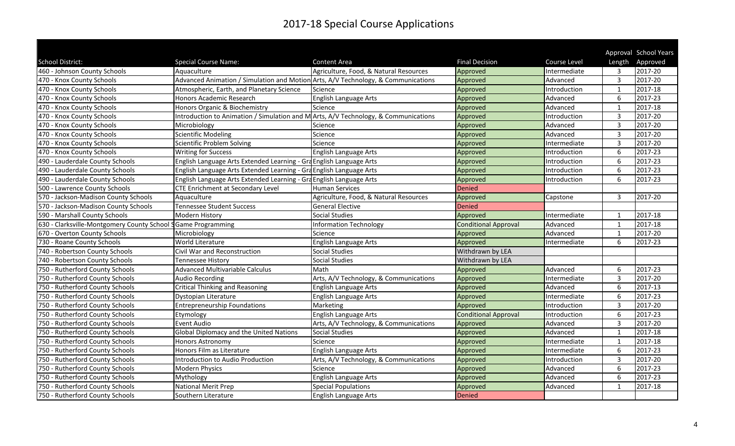# 2017-18 Special Course Applications

| School District: | Special Course Name: | Content Area | Final Decision | Course Level | Approval Length | School Years Approved |
|---|---|---|---|---|---|---|
| 460 - Johnson County Schools | Aquaculture | Agriculture, Food, & Natural Resources | Approved | Intermediate | 3 | 2017-20 |
| 470 - Knox County Schools | Advanced Animation / Simulation and Motion | Arts, A/V Technology, & Communications | Approved | Advanced | 3 | 2017-20 |
| 470 - Knox County Schools | Atmospheric, Earth, and Planetary Science | Science | Approved | Introduction | 1 | 2017-18 |
| 470 - Knox County Schools | Honors Academic Research | English Language Arts | Approved | Advanced | 6 | 2017-23 |
| 470 - Knox County Schools | Honors Organic & Biochemistry | Science | Approved | Advanced | 1 | 2017-18 |
| 470 - Knox County Schools | Introduction to Animation / Simulation and M | Arts, A/V Technology, & Communications | Approved | Introduction | 3 | 2017-20 |
| 470 - Knox County Schools | Microbiology | Science | Approved | Advanced | 3 | 2017-20 |
| 470 - Knox County Schools | Scientific Modeling | Science | Approved | Advanced | 3 | 2017-20 |
| 470 - Knox County Schools | Scientific Problem Solving | Science | Approved | Intermediate | 3 | 2017-20 |
| 470 - Knox County Schools | Writing for Success | English Language Arts | Approved | Introduction | 6 | 2017-23 |
| 490 - Lauderdale County Schools | English Language Arts Extended Learning - Gra | English Language Arts | Approved | Introduction | 6 | 2017-23 |
| 490 - Lauderdale County Schools | English Language Arts Extended Learning - Gra | English Language Arts | Approved | Introduction | 6 | 2017-23 |
| 490 - Lauderdale County Schools | English Language Arts Extended Learning - Gra | English Language Arts | Approved | Introduction | 6 | 2017-23 |
| 500 - Lawrence County Schools | CTE Enrichment at Secondary Level | Human Services | Denied | | | |
| 570 - Jackson-Madison County Schools | Aquaculture | Agriculture, Food, & Natural Resources | Approved | Capstone | 3 | 2017-20 |
| 570 - Jackson-Madison County Schools | Tennessee Student Success | General Elective | Denied | | | |
| 590 - Marshall County Schools | Modern History | Social Studies | Approved | Intermediate | 1 | 2017-18 |
| 630 - Clarksville-Montgomery County School S | Game Programming | Information Technology | Conditional Approval | Advanced | 1 | 2017-18 |
| 670 - Overton County Schools | Microbiology | Science | Approved | Advanced | 1 | 2017-20 |
| 730 - Roane County Schools | World Literature | English Language Arts | Approved | Intermediate | 6 | 2017-23 |
| 740 - Robertson County Schools | Civil War and Reconstruction | Social Studies | Withdrawn by LEA | | | |
| 740 - Robertson County Schools | Tennessee History | Social Studies | Withdrawn by LEA | | | |
| 750 - Rutherford County Schools | Advanced Multivariable Calculus | Math | Approved | Advanced | 6 | 2017-23 |
| 750 - Rutherford County Schools | Audio Recording | Arts, A/V Technology, & Communications | Approved | Intermediate | 3 | 2017-20 |
| 750 - Rutherford County Schools | Critical Thinking and Reasoning | English Language Arts | Approved | Advanced | 6 | 2017-13 |
| 750 - Rutherford County Schools | Dystopian Literature | English Language Arts | Approved | Intermediate | 6 | 2017-23 |
| 750 - Rutherford County Schools | Entrepreneurship Foundations | Marketing | Approved | Introduction | 3 | 2017-20 |
| 750 - Rutherford County Schools | Etymology | English Language Arts | Conditional Approval | Introduction | 6 | 2017-23 |
| 750 - Rutherford County Schools | Event Audio | Arts, A/V Technology, & Communications | Approved | Advanced | 3 | 2017-20 |
| 750 - Rutherford County Schools | Global Diplomacy and the United Nations | Social Studies | Approved | Advanced | 1 | 2017-18 |
| 750 - Rutherford County Schools | Honors Astronomy | Science | Approved | Intermediate | 1 | 2017-18 |
| 750 - Rutherford County Schools | Honors Film as Literature | English Language Arts | Approved | Intermediate | 6 | 2017-23 |
| 750 - Rutherford County Schools | Introduction to Audio Production | Arts, A/V Technology, & Communications | Approved | Introduction | 3 | 2017-20 |
| 750 - Rutherford County Schools | Modern Physics | Science | Approved | Advanced | 6 | 2017-23 |
| 750 - Rutherford County Schools | Mythology | English Language Arts | Approved | Advanced | 6 | 2017-23 |
| 750 - Rutherford County Schools | National Merit Prep | Special Populations | Approved | Advanced | 1 | 2017-18 |
| 750 - Rutherford County Schools | Southern Literature | English Language Arts | Denied | | | |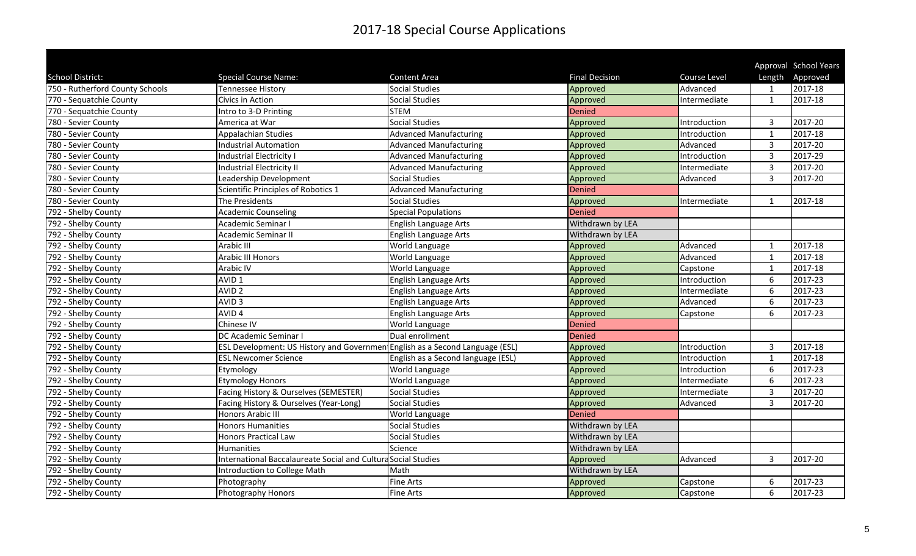# 2017-18 Special Course Applications

| School District: | Special Course Name: | Content Area | Final Decision | Course Level | Approval Length | School Years Approved |
|---|---|---|---|---|---|---|
| 750 - Rutherford County Schools | Tennessee History | Social Studies | Approved | Advanced | 1 | 2017-18 |
| 770 - Sequatchie County | Civics in Action | Social Studies | Approved | Intermediate | 1 | 2017-18 |
| 770 - Sequatchie County | Intro to 3-D Printing | STEM | Denied | | | |
| 780 - Sevier County | America at War | Social Studies | Approved | Introduction | 3 | 2017-20 |
| 780 - Sevier County | Appalachian Studies | Advanced Manufacturing | Approved | Introduction | 1 | 2017-18 |
| 780 - Sevier County | Industrial Automation | Advanced Manufacturing | Approved | Advanced | 3 | 2017-20 |
| 780 - Sevier County | Industrial Electricity I | Advanced Manufacturing | Approved | Introduction | 3 | 2017-29 |
| 780 - Sevier County | Industrial Electricity II | Advanced Manufacturing | Approved | Intermediate | 3 | 2017-20 |
| 780 - Sevier County | Leadership Development | Social Studies | Approved | Advanced | 3 | 2017-20 |
| 780 - Sevier County | Scientific Principles of Robotics 1 | Advanced Manufacturing | Denied | | | |
| 780 - Sevier County | The Presidents | Social Studies | Approved | Intermediate | 1 | 2017-18 |
| 792 - Shelby County | Academic Counseling | Special Populations | Denied | | | |
| 792 - Shelby County | Academic Seminar I | English Language Arts | Withdrawn by LEA | | | |
| 792 - Shelby County | Academic Seminar II | English Language Arts | Withdrawn by LEA | | | |
| 792 - Shelby County | Arabic III | World Language | Approved | Advanced | 1 | 2017-18 |
| 792 - Shelby County | Arabic III Honors | World Language | Approved | Advanced | 1 | 2017-18 |
| 792 - Shelby County | Arabic IV | World Language | Approved | Capstone | 1 | 2017-18 |
| 792 - Shelby County | AVID 1 | English Language Arts | Approved | Introduction | 6 | 2017-23 |
| 792 - Shelby County | AVID 2 | English Language Arts | Approved | Intermediate | 6 | 2017-23 |
| 792 - Shelby County | AVID 3 | English Language Arts | Approved | Advanced | 6 | 2017-23 |
| 792 - Shelby County | AVID 4 | English Language Arts | Approved | Capstone | 6 | 2017-23 |
| 792 - Shelby County | Chinese IV | World Language | Denied | | | |
| 792 - Shelby County | DC Academic Seminar I | Dual enrollment | Denied | | | |
| 792 - Shelby County | ESL Development: US History and Governmen | English as a Second Language (ESL) | Approved | Introduction | 3 | 2017-18 |
| 792 - Shelby County | ESL Newcomer Science | English as a Second language (ESL) | Approved | Introduction | 1 | 2017-18 |
| 792 - Shelby County | Etymology | World Language | Approved | Introduction | 6 | 2017-23 |
| 792 - Shelby County | Etymology Honors | World Language | Approved | Intermediate | 6 | 2017-23 |
| 792 - Shelby County | Facing History & Ourselves (SEMESTER) | Social Studies | Approved | Intermediate | 3 | 2017-20 |
| 792 - Shelby County | Facing History & Ourselves (Year-Long) | Social Studies | Approved | Advanced | 3 | 2017-20 |
| 792 - Shelby County | Honors Arabic III | World Language | Denied | | | |
| 792 - Shelby County | Honors Humanities | Social Studies | Withdrawn by LEA | | | |
| 792 - Shelby County | Honors Practical Law | Social Studies | Withdrawn by LEA | | | |
| 792 - Shelby County | Humanities | Science | Withdrawn by LEA | | | |
| 792 - Shelby County | International Baccalaureate Social and Cultura | Social Studies | Approved | Advanced | 3 | 2017-20 |
| 792 - Shelby County | Introduction to College Math | Math | Withdrawn by LEA | | | |
| 792 - Shelby County | Photography | Fine Arts | Approved | Capstone | 6 | 2017-23 |
| 792 - Shelby County | Photography Honors | Fine Arts | Approved | Capstone | 6 | 2017-23 |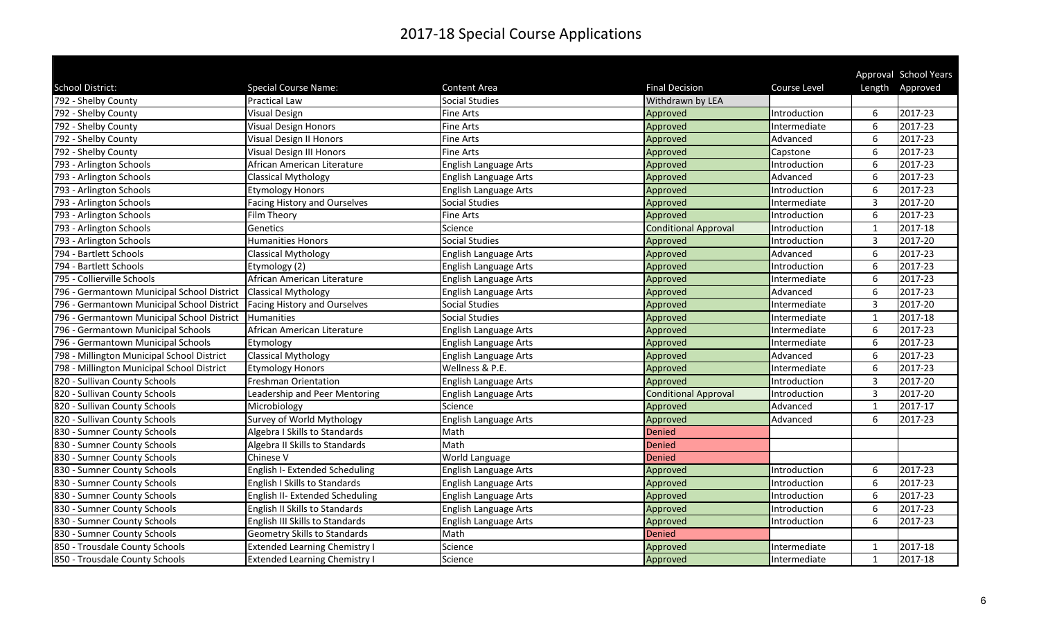# 2017-18 Special Course Applications

| School District: | Special Course Name: | Content Area | Final Decision | Course Level | Approval Length | School Years Approved |
|---|---|---|---|---|---|---|
| 792 - Shelby County | Practical Law | Social Studies | Withdrawn by LEA | | | |
| 792 - Shelby County | Visual Design | Fine Arts | Approved | Introduction | 6 | 2017-23 |
| 792 - Shelby County | Visual Design Honors | Fine Arts | Approved | Intermediate | 6 | 2017-23 |
| 792 - Shelby County | Visual Design II Honors | Fine Arts | Approved | Advanced | 6 | 2017-23 |
| 792 - Shelby County | Visual Design III Honors | Fine Arts | Approved | Capstone | 6 | 2017-23 |
| 793 - Arlington Schools | African American Literature | English Language Arts | Approved | Introduction | 6 | 2017-23 |
| 793 - Arlington Schools | Classical Mythology | English Language Arts | Approved | Advanced | 6 | 2017-23 |
| 793 - Arlington Schools | Etymology Honors | English Language Arts | Approved | Introduction | 6 | 2017-23 |
| 793 - Arlington Schools | Facing History and Ourselves | Social Studies | Approved | Intermediate | 3 | 2017-20 |
| 793 - Arlington Schools | Film Theory | Fine Arts | Approved | Introduction | 6 | 2017-23 |
| 793 - Arlington Schools | Genetics | Science | Conditional Approval | Introduction | 1 | 2017-18 |
| 793 - Arlington Schools | Humanities Honors | Social Studies | Approved | Introduction | 3 | 2017-20 |
| 794 - Bartlett Schools | Classical Mythology | English Language Arts | Approved | Advanced | 6 | 2017-23 |
| 794 - Bartlett Schools | Etymology (2) | English Language Arts | Approved | Introduction | 6 | 2017-23 |
| 795 - Collierville Schools | African American Literature | English Language Arts | Approved | Intermediate | 6 | 2017-23 |
| 796 - Germantown Municipal School District | Classical Mythology | English Language Arts | Approved | Advanced | 6 | 2017-23 |
| 796 - Germantown Municipal School District | Facing History and Ourselves | Social Studies | Approved | Intermediate | 3 | 2017-20 |
| 796 - Germantown Municipal School District | Humanities | Social Studies | Approved | Intermediate | 1 | 2017-18 |
| 796 - Germantown Municipal Schools | African American Literature | English Language Arts | Approved | Intermediate | 6 | 2017-23 |
| 796 - Germantown Municipal Schools | Etymology | English Language Arts | Approved | Intermediate | 6 | 2017-23 |
| 798 - Millington Municipal School District | Classical Mythology | English Language Arts | Approved | Advanced | 6 | 2017-23 |
| 798 - Millington Municipal School District | Etymology Honors | Wellness & P.E. | Approved | Intermediate | 6 | 2017-23 |
| 820 - Sullivan County Schools | Freshman Orientation | English Language Arts | Approved | Introduction | 3 | 2017-20 |
| 820 - Sullivan County Schools | Leadership and Peer Mentoring | English Language Arts | Conditional Approval | Introduction | 3 | 2017-20 |
| 820 - Sullivan County Schools | Microbiology | Science | Approved | Advanced | 1 | 2017-17 |
| 820 - Sullivan County Schools | Survey of World Mythology | English Language Arts | Approved | Advanced | 6 | 2017-23 |
| 830 - Sumner County Schools | Algebra I Skills to Standards | Math | Denied | | | |
| 830 - Sumner County Schools | Algebra II Skills to Standards | Math | Denied | | | |
| 830 - Sumner County Schools | Chinese V | World Language | Denied | | | |
| 830 - Sumner County Schools | English I- Extended Scheduling | English Language Arts | Approved | Introduction | 6 | 2017-23 |
| 830 - Sumner County Schools | English I Skills to Standards | English Language Arts | Approved | Introduction | 6 | 2017-23 |
| 830 - Sumner County Schools | English II- Extended Scheduling | English Language Arts | Approved | Introduction | 6 | 2017-23 |
| 830 - Sumner County Schools | English II Skills to Standards | English Language Arts | Approved | Introduction | 6 | 2017-23 |
| 830 - Sumner County Schools | English III Skills to Standards | English Language Arts | Approved | Introduction | 6 | 2017-23 |
| 830 - Sumner County Schools | Geometry Skills to Standards | Math | Denied | | | |
| 850 - Trousdale County Schools | Extended Learning Chemistry I | Science | Approved | Intermediate | 1 | 2017-18 |
| 850 - Trousdale County Schools | Extended Learning Chemistry I | Science | Approved | Intermediate | 1 | 2017-18 |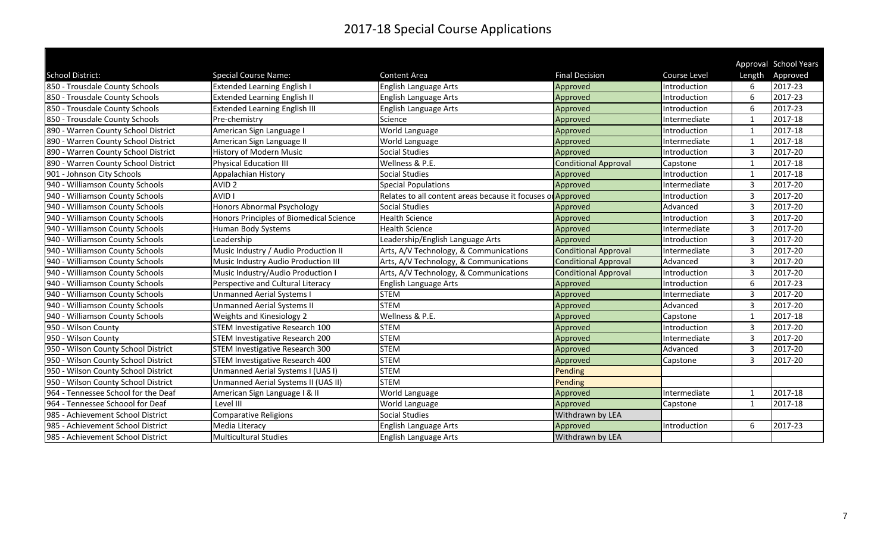# 2017-18 Special Course Applications

| School District: | Special Course Name: | Content Area | Final Decision | Course Level | Approval Length | School Years Approved |
|---|---|---|---|---|---|---|
| 850 - Trousdale County Schools | Extended Learning English I | English Language Arts | Approved | Introduction | 6 | 2017-23 |
| 850 - Trousdale County Schools | Extended Learning English II | English Language Arts | Approved | Introduction | 6 | 2017-23 |
| 850 - Trousdale County Schools | Extended Learning English III | English Language Arts | Approved | Introduction | 6 | 2017-23 |
| 850 - Trousdale County Schools | Pre-chemistry | Science | Approved | Intermediate | 1 | 2017-18 |
| 890 - Warren County School District | American Sign Language I | World Language | Approved | Introduction | 1 | 2017-18 |
| 890 - Warren County School District | American Sign Language II | World Language | Approved | Intermediate | 1 | 2017-18 |
| 890 - Warren County School District | History of Modern Music | Social Studies | Approved | Introduction | 3 | 2017-20 |
| 890 - Warren County School District | Physical Education III | Wellness & P.E. | Conditional Approval | Capstone | 1 | 2017-18 |
| 901 - Johnson City Schools | Appalachian History | Social Studies | Approved | Introduction | 1 | 2017-18 |
| 940 - Williamson County Schools | AVID 2 | Special Populations | Approved | Intermediate | 3 | 2017-20 |
| 940 - Williamson County Schools | AVID I | Relates to all content areas because it focuses o | Approved | Introduction | 3 | 2017-20 |
| 940 - Williamson County Schools | Honors Abnormal Psychology | Social Studies | Approved | Advanced | 3 | 2017-20 |
| 940 - Williamson County Schools | Honors Principles of Biomedical Science | Health Science | Approved | Introduction | 3 | 2017-20 |
| 940 - Williamson County Schools | Human Body Systems | Health Science | Approved | Intermediate | 3 | 2017-20 |
| 940 - Williamson County Schools | Leadership | Leadership/English Language Arts | Approved | Introduction | 3 | 2017-20 |
| 940 - Williamson County Schools | Music Industry / Audio Production II | Arts, A/V Technology, & Communications | Conditional Approval | Intermediate | 3 | 2017-20 |
| 940 - Williamson County Schools | Music Industry Audio Production III | Arts, A/V Technology, & Communications | Conditional Approval | Advanced | 3 | 2017-20 |
| 940 - Williamson County Schools | Music Industry/Audio Production I | Arts, A/V Technology, & Communications | Conditional Approval | Introduction | 3 | 2017-20 |
| 940 - Williamson County Schools | Perspective and Cultural Literacy | English Language Arts | Approved | Introduction | 6 | 2017-23 |
| 940 - Williamson County Schools | Unmanned Aerial Systems I | STEM | Approved | Intermediate | 3 | 2017-20 |
| 940 - Williamson County Schools | Unmanned Aerial Systems II | STEM | Approved | Advanced | 3 | 2017-20 |
| 940 - Williamson County Schools | Weights and Kinesiology 2 | Wellness & P.E. | Approved | Capstone | 1 | 2017-18 |
| 950 - Wilson County | STEM Investigative Research 100 | STEM | Approved | Introduction | 3 | 2017-20 |
| 950 - Wilson County | STEM Investigative Research 200 | STEM | Approved | Intermediate | 3 | 2017-20 |
| 950 - Wilson County School District | STEM Investigative Research 300 | STEM | Approved | Advanced | 3 | 2017-20 |
| 950 - Wilson County School District | STEM Investigative Research 400 | STEM | Approved | Capstone | 3 | 2017-20 |
| 950 - Wilson County School District | Unmanned Aerial Systems I (UAS I) | STEM | Pending | | | |
| 950 - Wilson County School District | Unmanned Aerial Systems II (UAS II) | STEM | Pending | | | |
| 964 - Tennessee School for the Deaf | American Sign Language I & II | World Language | Approved | Intermediate | 1 | 2017-18 |
| 964 - Tennessee Schoool for Deaf | Level III | World Language | Approved | Capstone | 1 | 2017-18 |
| 985 - Achievement School District | Comparative Religions | Social Studies | Withdrawn by LEA | | | |
| 985 - Achievement School District | Media Literacy | English Language Arts | Approved | Introduction | 6 | 2017-23 |
| 985 - Achievement School District | Multicultural Studies | English Language Arts | Withdrawn by LEA | | | |